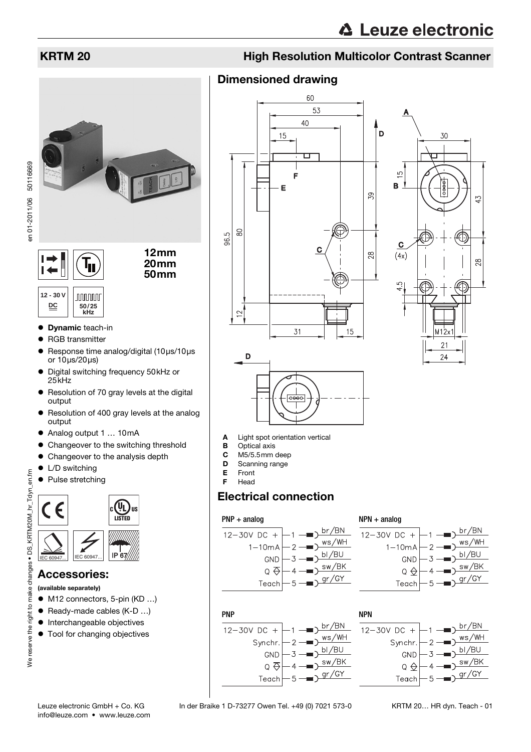# KRTM 20

## High Resolution Multicolor Contrast Scanner

12mm
20mm
50mm

12 - 30 V DC

50/25 kHz

- **Dynamic** teach-in
- RGB transmitter
- Response time analog/digital (10µs/10µs or 10µs/20µs)
- Digital switching frequency 50kHz or 25kHz
- Resolution of 70 gray levels at the digital output
- Resolution of 400 gray levels at the analog output
- Analog output 1 … 10mA
- Changeover to the switching threshold
- Changeover to the analysis depth
- L/D switching
- Pulse stretching

IEC 60947... IEC 60947... IP 67

## Accessories:

**(available separately)**

- M12 connectors, 5-pin (KD …)
- Ready-made cables (K-D …)
- Interchangeable objectives
- Tool for changing objectives

## Dimensioned drawing

- **A** Light spot orientation vertical
- **B** Optical axis
- **C** M5/5.5mm deep
- **D** Scanning range
- **E** Front
- **F** Head

## Electrical connection

**PNP + analog**

| Function | Pin | Color |
|---|---|---|
| 12-30V DC + | 1 | br/BN |
| 1-10mA | 2 | ws/WH |
| GND | 3 | bl/BU |
| Q | 4 | sw/BK |
| Teach | 5 | gr/GY |

**NPN + analog**

| Function | Pin | Color |
|---|---|---|
| 12-30V DC + | 1 | br/BN |
| 1-10mA | 2 | ws/WH |
| GND | 3 | bl/BU |
| Q | 4 | sw/BK |
| Teach | 5 | gr/GY |

**PNP**

| Function | Pin | Color |
|---|---|---|
| 12-30V DC + | 1 | br/BN |
| Synchr. | 2 | ws/WH |
| GND | 3 | bl/BU |
| Q | 4 | sw/BK |
| Teach | 5 | gr/GY |

**NPN**

| Function | Pin | Color |
|---|---|---|
| 12-30V DC + | 1 | br/BN |
| Synchr. | 2 | ws/WH |
| GND | 3 | bl/BU |
| Q | 4 | sw/BK |
| Teach | 5 | gr/GY |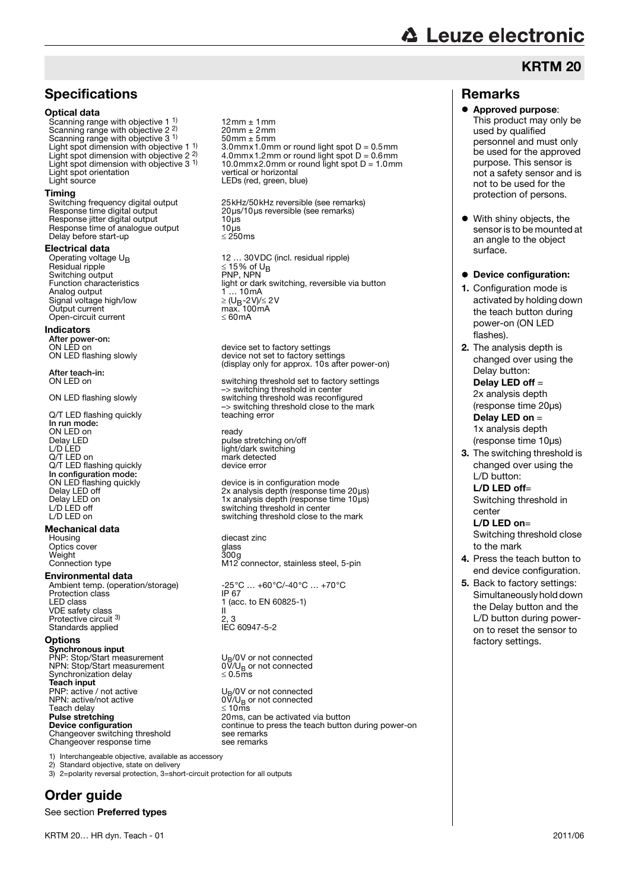# KRTM 20

## Specifications

### Optical data

| | |
|---|---|
| Scanning range with objective 1 [1)] | 12mm ± 1mm |
| Scanning range with objective 2 [2)] | 20mm ± 2mm |
| Scanning range with objective 3 [1)] | 50mm ± 5mm |
| Light spot dimension with objective 1 [1)] | 3.0mmx1.0mm or round light spot D = 0.5mm |
| Light spot dimension with objective 2 [2)] | 4.0mmx1.2mm or round light spot D = 0.6mm |
| Light spot dimension with objective 3 [1)] | 10.0mmx2.0mm or round light spot D = 1.0mm |
| Light spot orientation | vertical or horizontal |
| Light source | LEDs (red, green, blue) |

### Timing

| | |
|---|---|
| Switching frequency digital output | 25kHz/50kHz reversible (see remarks) |
| Response time digital output | 20µs/10µs reversible (see remarks) |
| Response jitter digital output | 10µs |
| Response time of analogue output | 10µs |
| Delay before start-up | ≤ 250ms |

### Electrical data

| | |
|---|---|
| Operating voltage $U_B$ | 12 … 30VDC (incl. residual ripple) |
| Residual ripple | ≤ 15% of $U_B$ |
| Switching output | PNP, NPN |
| Function characteristics | light or dark switching, reversible via button |
| Analog output | 1 … 10mA |
| Signal voltage high/low | ≥ ($U_B$-2V)/≤ 2V |
| Output current | max. 100mA |
| Open-circuit current | ≤ 60mA |

### Indicators

| | |
|---|---|
| **After power-on:** | |
| ON LED on | device set to factory settings |
| ON LED flashing slowly | device not set to factory settings (display only for approx. 10s after power-on) |
| **After teach-in:** | |
| ON LED on | switching threshold set to factory settings –> switching threshold in center |
| ON LED flashing slowly | switching threshold was reconfigured –> switching threshold close to the mark |
| Q/T LED flashing quickly | teaching error |
| **In run mode:** | |
| ON LED on | ready |
| Delay LED | pulse stretching on/off |
| L/D LED | light/dark switching |
| Q/T LED on | mark detected |
| Q/T LED flashing quickly | device error |
| **In configuration mode:** | |
| ON LED flashing quickly | device is in configuration mode |
| Delay LED off | 2x analysis depth (response time 20µs) |
| Delay LED on | 1x analysis depth (response time 10µs) |
| L/D LED off | switching threshold in center |
| L/D LED on | switching threshold close to the mark |

### Mechanical data

| | |
|---|---|
| Housing | diecast zinc |
| Optics cover | glass |
| Weight | 300g |
| Connection type | M12 connector, stainless steel, 5-pin |

### Environmental data

| | |
|---|---|
| Ambient temp. (operation/storage) | -25°C … +60°C/-40°C … +70°C |
| Protection class | IP 67 |
| LED class | 1 (acc. to EN 60825-1) |
| VDE safety class | II |
| Protective circuit [3)] | 2, 3 |
| Standards applied | IEC 60947-5-2 |

### Options

| | |
|---|---|
| **Synchronous input** | |
| PNP: Stop/Start measurement | $U_B$/0V or not connected |
| NPN: Stop/Start measurement | 0V/$U_B$ or not connected |
| Synchronization delay | ≤ 0.5ms |
| **Teach input** | |
| PNP: active / not active | $U_B$/0V or not connected |
| NPN: active/not active | 0V/$U_B$ or not connected |
| Teach delay | ≤ 10ms |
| **Pulse stretching** | 20ms, can be activated via button |
| **Device configuration** | continue to press the teach button during power-on |
| Changeover switching threshold | see remarks |
| Changeover response time | see remarks |

1) Interchangeable objective, available as accessory
2) Standard objective, state on delivery
3) 2=polarity reversal protection, 3=short-circuit protection for all outputs

## Order guide

See section **Preferred types**

## Remarks

- **Approved purpose**: This product may only be used by qualified personnel and must only be used for the approved purpose. This sensor is not a safety sensor and is not to be used for the protection of persons.
- With shiny objects, the sensor is to be mounted at an angle to the object surface.
- **Device configuration:**

1. Configuration mode is activated by holding down the teach button during power-on (ON LED flashes).
2. The analysis depth is changed over using the Delay button:
   **Delay LED off** = 2x analysis depth (response time 20µs)
   **Delay LED on** = 1x analysis depth (response time 10µs)
3. The switching threshold is changed over using the L/D button:
   **L/D LED off**= Switching threshold in center
   **L/D LED on**= Switching threshold close to the mark
4. Press the teach button to end device configuration.
5. Back to factory settings: Simultaneously hold down the Delay button and the L/D button during power-on to reset the sensor to factory settings.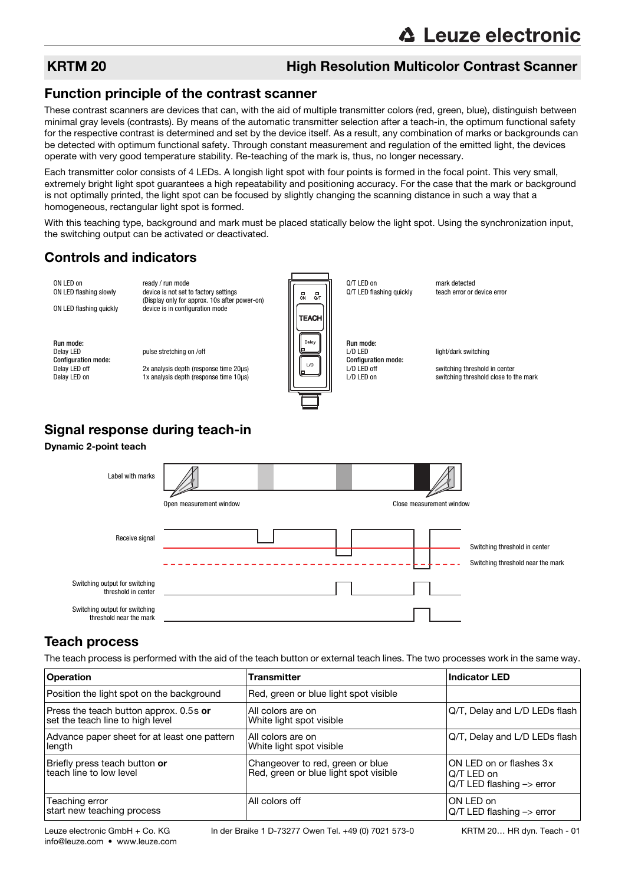## KRTM 20 — High Resolution Multicolor Contrast Scanner

### Function principle of the contrast scanner

These contrast scanners are devices that can, with the aid of multiple transmitter colors (red, green, blue), distinguish between minimal gray levels (contrasts). By means of the automatic transmitter selection after a teach-in, the optimum functional safety for the respective contrast is determined and set by the device itself. As a result, any combination of marks or backgrounds can be detected with optimum functional safety. Through constant measurement and regulation of the emitted light, the devices operate with very good temperature stability. Re-teaching of the mark is, thus, no longer necessary.

Each transmitter color consists of 4 LEDs. A longish light spot with four points is formed in the focal point. This very small, extremely bright light spot guarantees a high repeatability and positioning accuracy. For the case that the mark or background is not optimally printed, the light spot can be focused by slightly changing the scanning distance in such a way that a homogeneous, rectangular light spot is formed.

With this teaching type, background and mark must be placed statically below the light spot. Using the synchronization input, the switching output can be activated or deactivated.

### Controls and indicators

ON LED on — ready / run mode
ON LED flashing slowly — device is not set to factory settings (Display only for approx. 10s after power-on)
ON LED flashing quickly — device is in configuration mode

Q/T LED on — mark detected
Q/T LED flashing quickly — teach error or device error

**Run mode:**
Delay LED — pulse stretching on /off

**Configuration mode:**
Delay LED off — 2x analysis depth (response time 20µs)
Delay LED on — 1x analysis depth (response time 10µs)

**Run mode:**
L/D LED — light/dark switching

**Configuration mode:**
L/D LED off — switching threshold in center
L/D LED on — switching threshold close to the mark

ON · Q/T · TEACH · Delay · L/D

### Signal response during teach-in

**Dynamic 2-point teach**

Label with marks — Open measurement window — Close measurement window

Receive signal — Switching threshold in center — Switching threshold near the mark

Switching output for switching threshold in center

Switching output for switching threshold near the mark

### Teach process

The teach process is performed with the aid of the teach button or external teach lines. The two processes work in the same way.

| Operation | Transmitter | Indicator LED |
|---|---|---|
| Position the light spot on the background | Red, green or blue light spot visible | |
| Press the teach button approx. 0.5s **or** set the teach line to high level | All colors are on<br>White light spot visible | Q/T, Delay and L/D LEDs flash |
| Advance paper sheet for at least one pattern length | All colors are on<br>White light spot visible | Q/T, Delay and L/D LEDs flash |
| Briefly press teach button **or** teach line to low level | Changeover to red, green or blue<br>Red, green or blue light spot visible | ON LED on or flashes 3x<br>Q/T LED on<br>Q/T LED flashing –> error |
| Teaching error<br>start new teaching process | All colors off | ON LED on<br>Q/T LED flashing –> error |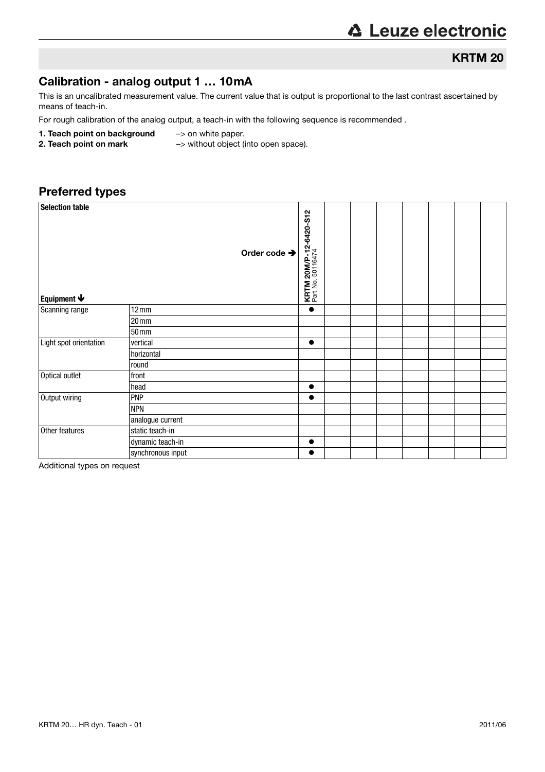## KRTM 20

## Calibration - analog output 1 … 10mA

This is an uncalibrated measurement value. The current value that is output is proportional to the last contrast ascertained by means of teach-in.

For rough calibration of the analog output, a teach-in with the following sequence is recommended .

**1. Teach point on background** –> on white paper.
**2. Teach point on mark** –> without object (into open space).

## Preferred types

| Selection table<br>Equipment ↓ | Order code → | **KRTM 20M/P-12-6420-S12**<br>Part No. 50116474 | | | | | | | |
|---|---|---|---|---|---|---|---|---|---|
| Scanning range | 12mm | ● | | | | | | | |
| | 20mm | | | | | | | | |
| | 50mm | | | | | | | | |
| Light spot orientation | vertical | ● | | | | | | | |
| | horizontal | | | | | | | | |
| | round | | | | | | | | |
| Optical outlet | front | | | | | | | | |
| | head | ● | | | | | | | |
| Output wiring | PNP | ● | | | | | | | |
| | NPN | | | | | | | | |
| | analogue current | | | | | | | | |
| Other features | static teach-in | | | | | | | | |
| | dynamic teach-in | ● | | | | | | | |
| | synchronous input | ● | | | | | | | |

Additional types on request